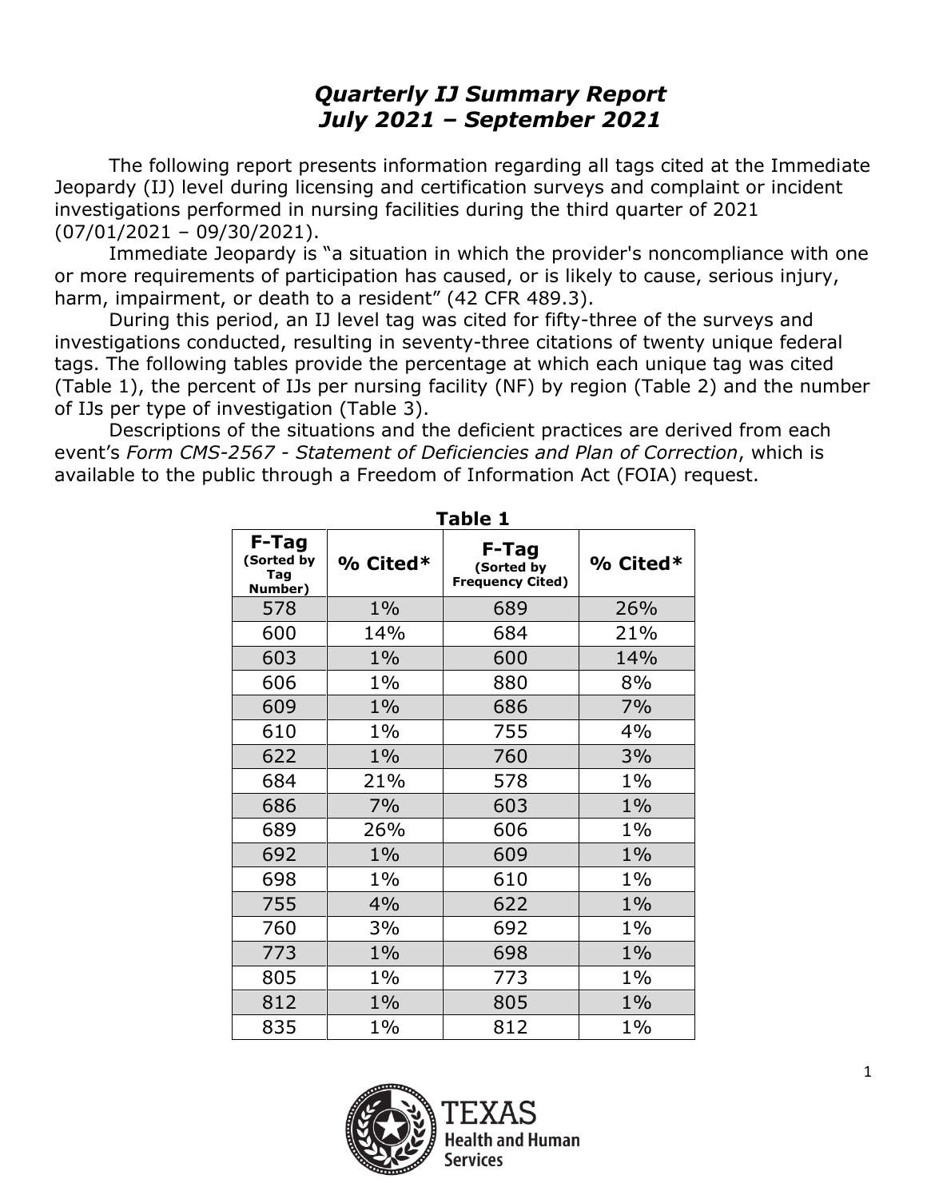# *Quarterly IJ Summary Report*
# *July 2021 – September 2021*

The following report presents information regarding all tags cited at the Immediate Jeopardy (IJ) level during licensing and certification surveys and complaint or incident investigations performed in nursing facilities during the third quarter of 2021 (07/01/2021 – 09/30/2021).

Immediate Jeopardy is "a situation in which the provider's noncompliance with one or more requirements of participation has caused, or is likely to cause, serious injury, harm, impairment, or death to a resident" (42 CFR 489.3).

During this period, an IJ level tag was cited for fifty-three of the surveys and investigations conducted, resulting in seventy-three citations of twenty unique federal tags. The following tables provide the percentage at which each unique tag was cited (Table 1), the percent of IJs per nursing facility (NF) by region (Table 2) and the number of IJs per type of investigation (Table 3).

Descriptions of the situations and the deficient practices are derived from each event's *Form CMS-2567 - Statement of Deficiencies and Plan of Correction*, which is available to the public through a Freedom of Information Act (FOIA) request.

**Table 1**

| F-Tag (Sorted by Tag Number) | % Cited* | F-Tag (Sorted by Frequency Cited) | % Cited* |
|---|---|---|---|
| 578 | 1% | 689 | 26% |
| 600 | 14% | 684 | 21% |
| 603 | 1% | 600 | 14% |
| 606 | 1% | 880 | 8% |
| 609 | 1% | 686 | 7% |
| 610 | 1% | 755 | 4% |
| 622 | 1% | 760 | 3% |
| 684 | 21% | 578 | 1% |
| 686 | 7% | 603 | 1% |
| 689 | 26% | 606 | 1% |
| 692 | 1% | 609 | 1% |
| 698 | 1% | 610 | 1% |
| 755 | 4% | 622 | 1% |
| 760 | 3% | 692 | 1% |
| 773 | 1% | 698 | 1% |
| 805 | 1% | 773 | 1% |
| 812 | 1% | 805 | 1% |
| 835 | 1% | 812 | 1% |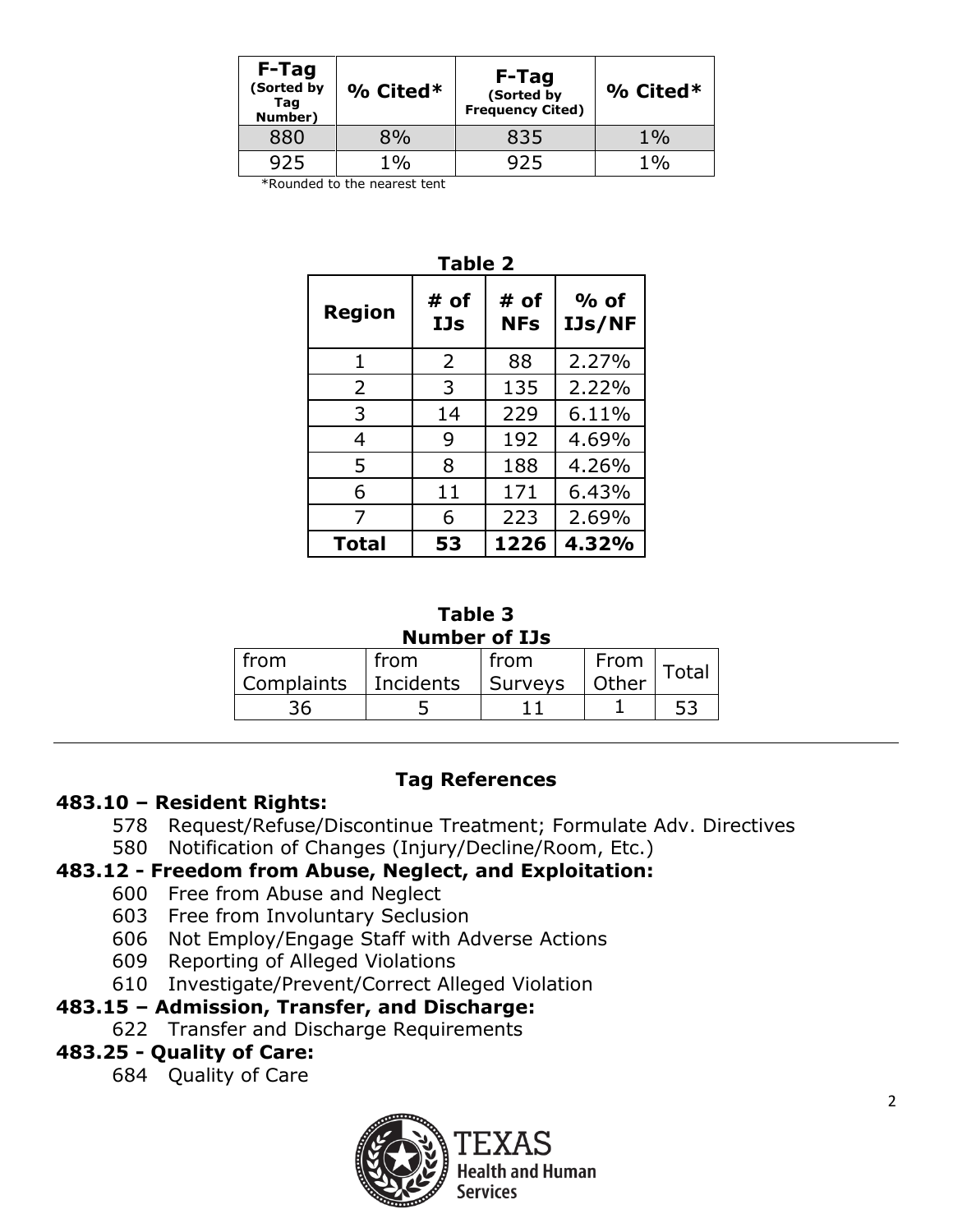| F-Tag (Sorted by Tag Number) | % Cited* | F-Tag (Sorted by Frequency Cited) | % Cited* |
|---|---|---|---|
| 880 | 8% | 835 | 1% |
| 925 | 1% | 925 | 1% |

*Rounded to the nearest tent

**Table 2**

| Region | # of IJs | # of NFs | % of IJs/NF |
|---|---|---|---|
| 1 | 2 | 88 | 2.27% |
| 2 | 3 | 135 | 2.22% |
| 3 | 14 | 229 | 6.11% |
| 4 | 9 | 192 | 4.69% |
| 5 | 8 | 188 | 4.26% |
| 6 | 11 | 171 | 6.43% |
| 7 | 6 | 223 | 2.69% |
| **Total** | **53** | **1226** | **4.32%** |

**Table 3**
**Number of IJs**

| from Complaints | from Incidents | from Surveys | From Other | Total |
|---|---|---|---|---|
| 36 | 5 | 11 | 1 | 53 |

---

## Tag References

### 483.10 – Resident Rights:

- 578 Request/Refuse/Discontinue Treatment; Formulate Adv. Directives
- 580 Notification of Changes (Injury/Decline/Room, Etc.)

### 483.12 - Freedom from Abuse, Neglect, and Exploitation:

- 600 Free from Abuse and Neglect
- 603 Free from Involuntary Seclusion
- 606 Not Employ/Engage Staff with Adverse Actions
- 609 Reporting of Alleged Violations
- 610 Investigate/Prevent/Correct Alleged Violation

### 483.15 – Admission, Transfer, and Discharge:

- 622 Transfer and Discharge Requirements

### 483.25 - Quality of Care:

- 684 Quality of Care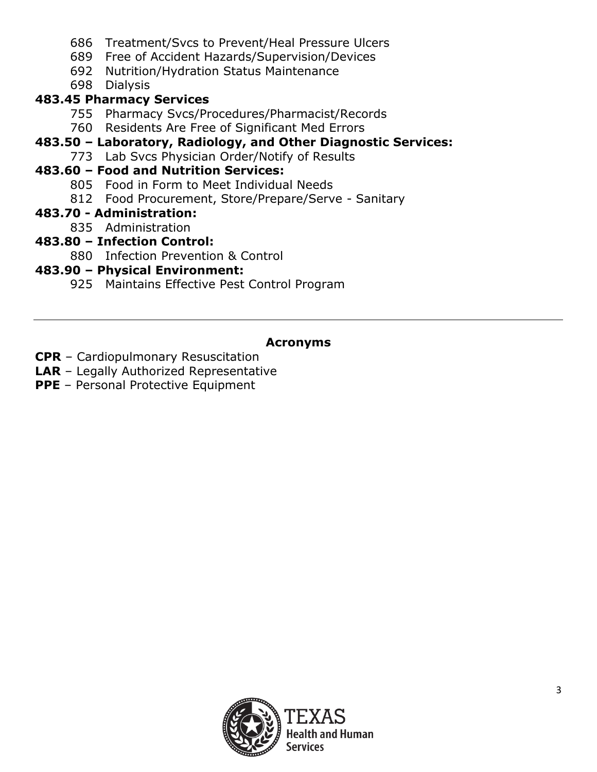686 Treatment/Svcs to Prevent/Heal Pressure Ulcers
689 Free of Accident Hazards/Supervision/Devices
692 Nutrition/Hydration Status Maintenance
698 Dialysis

**483.45 Pharmacy Services**

755 Pharmacy Svcs/Procedures/Pharmacist/Records
760 Residents Are Free of Significant Med Errors

**483.50 – Laboratory, Radiology, and Other Diagnostic Services:**

773 Lab Svcs Physician Order/Notify of Results

**483.60 – Food and Nutrition Services:**

805 Food in Form to Meet Individual Needs
812 Food Procurement, Store/Prepare/Serve - Sanitary

**483.70 - Administration:**

835 Administration

**483.80 – Infection Control:**

880 Infection Prevention & Control

**483.90 – Physical Environment:**

925 Maintains Effective Pest Control Program

---

**Acronyms**

**CPR** – Cardiopulmonary Resuscitation
**LAR** – Legally Authorized Representative
**PPE** – Personal Protective Equipment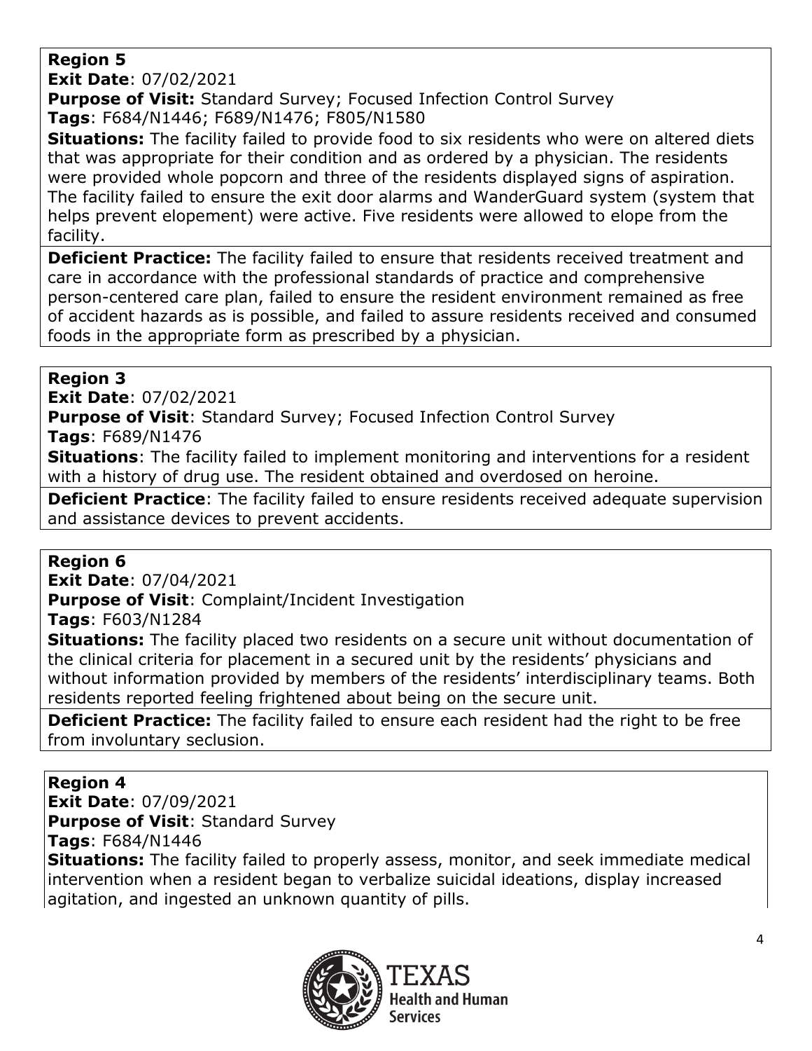**Region 5**
**Exit Date**: 07/02/2021
**Purpose of Visit:** Standard Survey; Focused Infection Control Survey
**Tags**: F684/N1446; F689/N1476; F805/N1580
**Situations:** The facility failed to provide food to six residents who were on altered diets that was appropriate for their condition and as ordered by a physician. The residents were provided whole popcorn and three of the residents displayed signs of aspiration. The facility failed to ensure the exit door alarms and WanderGuard system (system that helps prevent elopement) were active. Five residents were allowed to elope from the facility.
**Deficient Practice:** The facility failed to ensure that residents received treatment and care in accordance with the professional standards of practice and comprehensive person-centered care plan, failed to ensure the resident environment remained as free of accident hazards as is possible, and failed to assure residents received and consumed foods in the appropriate form as prescribed by a physician.

**Region 3**
**Exit Date**: 07/02/2021
**Purpose of Visit**: Standard Survey; Focused Infection Control Survey
**Tags**: F689/N1476
**Situations**: The facility failed to implement monitoring and interventions for a resident with a history of drug use. The resident obtained and overdosed on heroine.
**Deficient Practice**: The facility failed to ensure residents received adequate supervision and assistance devices to prevent accidents.

**Region 6**
**Exit Date**: 07/04/2021
**Purpose of Visit**: Complaint/Incident Investigation
**Tags**: F603/N1284
**Situations:** The facility placed two residents on a secure unit without documentation of the clinical criteria for placement in a secured unit by the residents' physicians and without information provided by members of the residents' interdisciplinary teams. Both residents reported feeling frightened about being on the secure unit.
**Deficient Practice:** The facility failed to ensure each resident had the right to be free from involuntary seclusion.

**Region 4**
**Exit Date**: 07/09/2021
**Purpose of Visit**: Standard Survey
**Tags**: F684/N1446
**Situations:** The facility failed to properly assess, monitor, and seek immediate medical intervention when a resident began to verbalize suicidal ideations, display increased agitation, and ingested an unknown quantity of pills.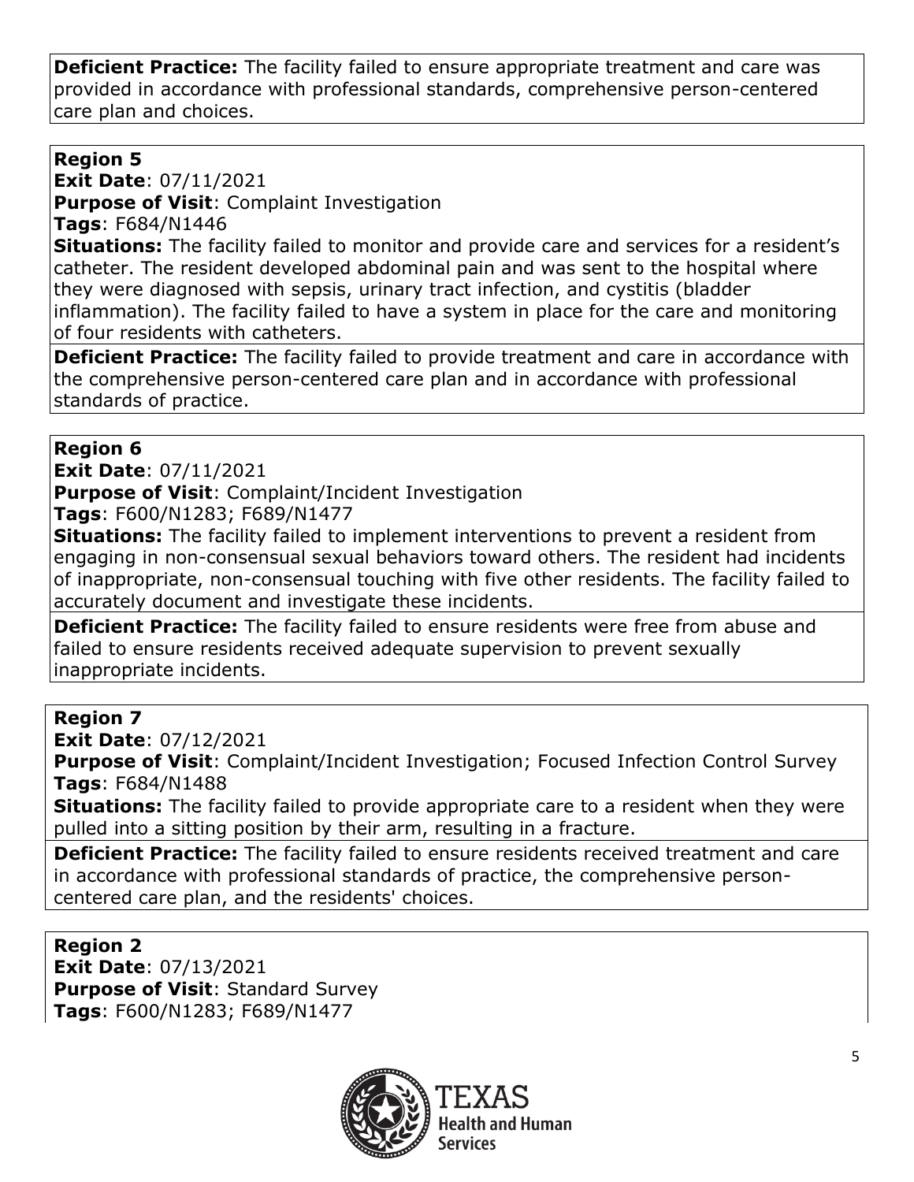**Deficient Practice:** The facility failed to ensure appropriate treatment and care was provided in accordance with professional standards, comprehensive person-centered care plan and choices.

**Region 5**
**Exit Date**: 07/11/2021
**Purpose of Visit**: Complaint Investigation
**Tags**: F684/N1446
**Situations:** The facility failed to monitor and provide care and services for a resident's catheter. The resident developed abdominal pain and was sent to the hospital where they were diagnosed with sepsis, urinary tract infection, and cystitis (bladder inflammation). The facility failed to have a system in place for the care and monitoring of four residents with catheters.
**Deficient Practice:** The facility failed to provide treatment and care in accordance with the comprehensive person-centered care plan and in accordance with professional standards of practice.

**Region 6**
**Exit Date**: 07/11/2021
**Purpose of Visit**: Complaint/Incident Investigation
**Tags**: F600/N1283; F689/N1477
**Situations:** The facility failed to implement interventions to prevent a resident from engaging in non-consensual sexual behaviors toward others. The resident had incidents of inappropriate, non-consensual touching with five other residents. The facility failed to accurately document and investigate these incidents.
**Deficient Practice:** The facility failed to ensure residents were free from abuse and failed to ensure residents received adequate supervision to prevent sexually inappropriate incidents.

**Region 7**
**Exit Date**: 07/12/2021
**Purpose of Visit**: Complaint/Incident Investigation; Focused Infection Control Survey
**Tags**: F684/N1488
**Situations:** The facility failed to provide appropriate care to a resident when they were pulled into a sitting position by their arm, resulting in a fracture.
**Deficient Practice:** The facility failed to ensure residents received treatment and care in accordance with professional standards of practice, the comprehensive person-centered care plan, and the residents' choices.

**Region 2**
**Exit Date**: 07/13/2021
**Purpose of Visit**: Standard Survey
**Tags**: F600/N1283; F689/N1477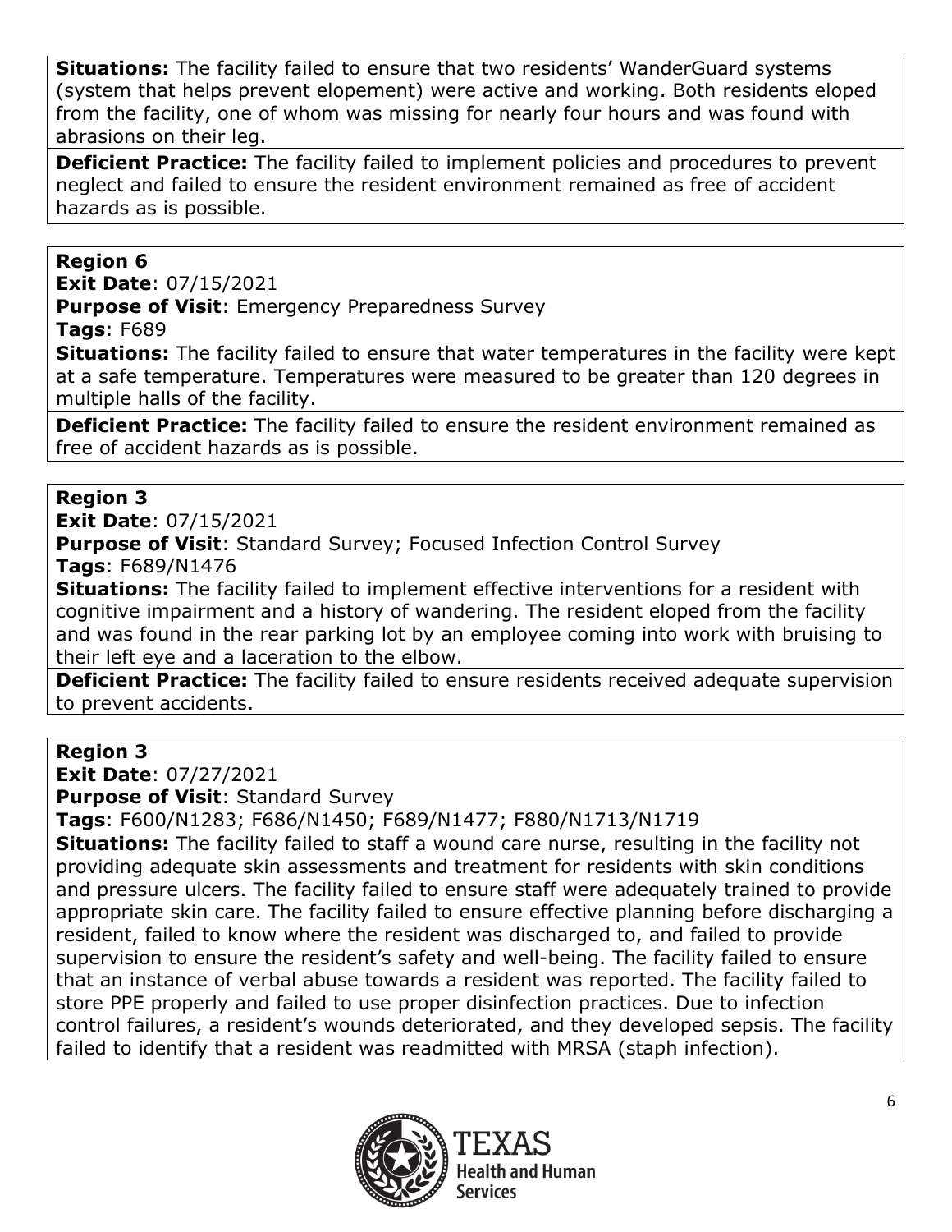**Situations:** The facility failed to ensure that two residents' WanderGuard systems (system that helps prevent elopement) were active and working. Both residents eloped from the facility, one of whom was missing for nearly four hours and was found with abrasions on their leg.

**Deficient Practice:** The facility failed to implement policies and procedures to prevent neglect and failed to ensure the resident environment remained as free of accident hazards as is possible.

**Region 6**

**Exit Date**: 07/15/2021

**Purpose of Visit**: Emergency Preparedness Survey

**Tags**: F689

**Situations:** The facility failed to ensure that water temperatures in the facility were kept at a safe temperature. Temperatures were measured to be greater than 120 degrees in multiple halls of the facility.

**Deficient Practice:** The facility failed to ensure the resident environment remained as free of accident hazards as is possible.

**Region 3**

**Exit Date**: 07/15/2021

**Purpose of Visit**: Standard Survey; Focused Infection Control Survey

**Tags**: F689/N1476

**Situations:** The facility failed to implement effective interventions for a resident with cognitive impairment and a history of wandering. The resident eloped from the facility and was found in the rear parking lot by an employee coming into work with bruising to their left eye and a laceration to the elbow.

**Deficient Practice:** The facility failed to ensure residents received adequate supervision to prevent accidents.

**Region 3**

**Exit Date**: 07/27/2021

**Purpose of Visit**: Standard Survey

**Tags**: F600/N1283; F686/N1450; F689/N1477; F880/N1713/N1719

**Situations:** The facility failed to staff a wound care nurse, resulting in the facility not providing adequate skin assessments and treatment for residents with skin conditions and pressure ulcers. The facility failed to ensure staff were adequately trained to provide appropriate skin care. The facility failed to ensure effective planning before discharging a resident, failed to know where the resident was discharged to, and failed to provide supervision to ensure the resident's safety and well-being. The facility failed to ensure that an instance of verbal abuse towards a resident was reported. The facility failed to store PPE properly and failed to use proper disinfection practices. Due to infection control failures, a resident's wounds deteriorated, and they developed sepsis. The facility failed to identify that a resident was readmitted with MRSA (staph infection).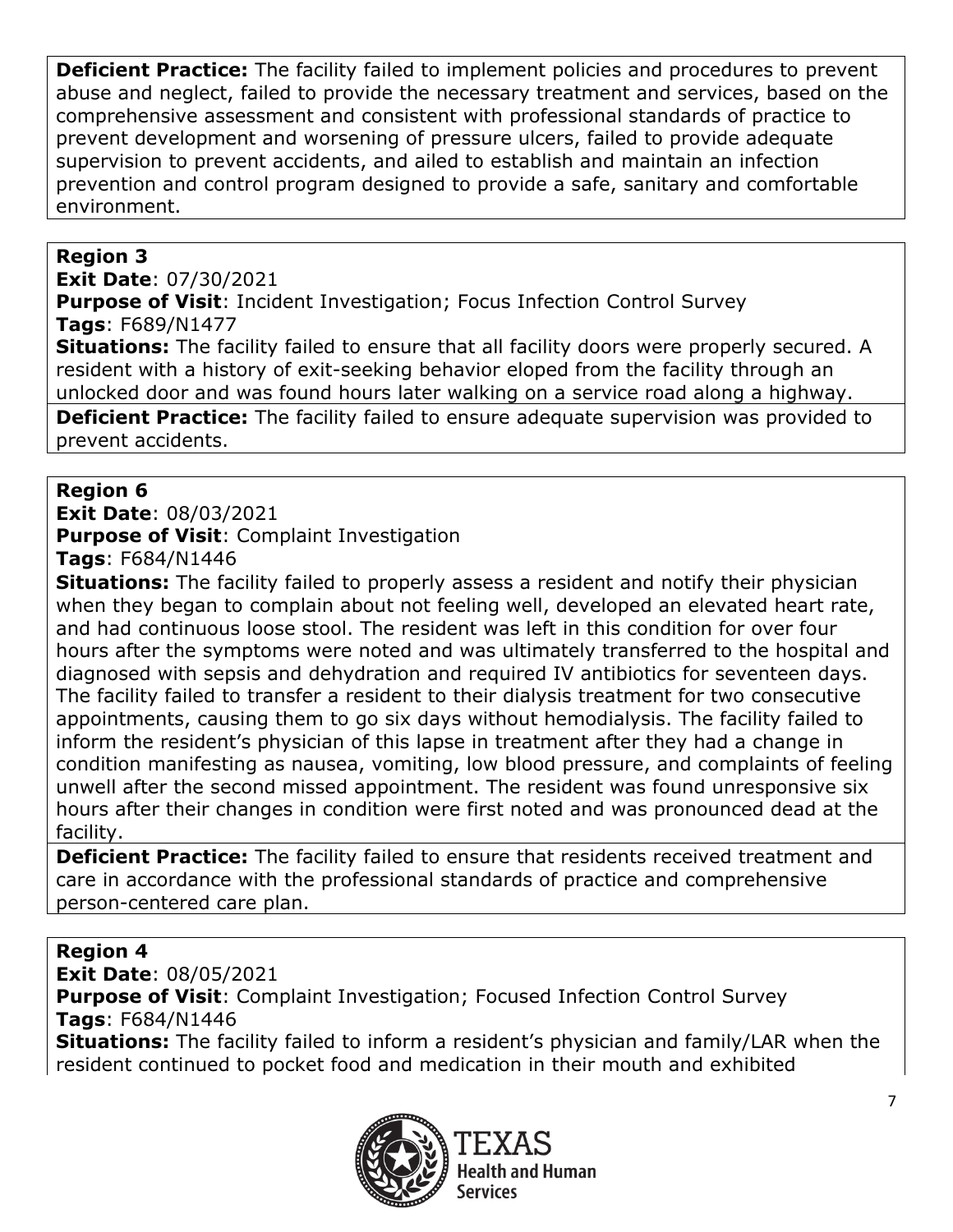**Deficient Practice:** The facility failed to implement policies and procedures to prevent abuse and neglect, failed to provide the necessary treatment and services, based on the comprehensive assessment and consistent with professional standards of practice to prevent development and worsening of pressure ulcers, failed to provide adequate supervision to prevent accidents, and ailed to establish and maintain an infection prevention and control program designed to provide a safe, sanitary and comfortable environment.

**Region 3**

**Exit Date**: 07/30/2021

**Purpose of Visit**: Incident Investigation; Focus Infection Control Survey

**Tags**: F689/N1477

**Situations:** The facility failed to ensure that all facility doors were properly secured. A resident with a history of exit-seeking behavior eloped from the facility through an unlocked door and was found hours later walking on a service road along a highway.

**Deficient Practice:** The facility failed to ensure adequate supervision was provided to prevent accidents.

**Region 6**

**Exit Date**: 08/03/2021

**Purpose of Visit**: Complaint Investigation

**Tags**: F684/N1446

**Situations:** The facility failed to properly assess a resident and notify their physician when they began to complain about not feeling well, developed an elevated heart rate, and had continuous loose stool. The resident was left in this condition for over four hours after the symptoms were noted and was ultimately transferred to the hospital and diagnosed with sepsis and dehydration and required IV antibiotics for seventeen days. The facility failed to transfer a resident to their dialysis treatment for two consecutive appointments, causing them to go six days without hemodialysis. The facility failed to inform the resident's physician of this lapse in treatment after they had a change in condition manifesting as nausea, vomiting, low blood pressure, and complaints of feeling unwell after the second missed appointment. The resident was found unresponsive six hours after their changes in condition were first noted and was pronounced dead at the facility.

**Deficient Practice:** The facility failed to ensure that residents received treatment and care in accordance with the professional standards of practice and comprehensive person-centered care plan.

**Region 4**

**Exit Date**: 08/05/2021

**Purpose of Visit**: Complaint Investigation; Focused Infection Control Survey

**Tags**: F684/N1446

**Situations:** The facility failed to inform a resident's physician and family/LAR when the resident continued to pocket food and medication in their mouth and exhibited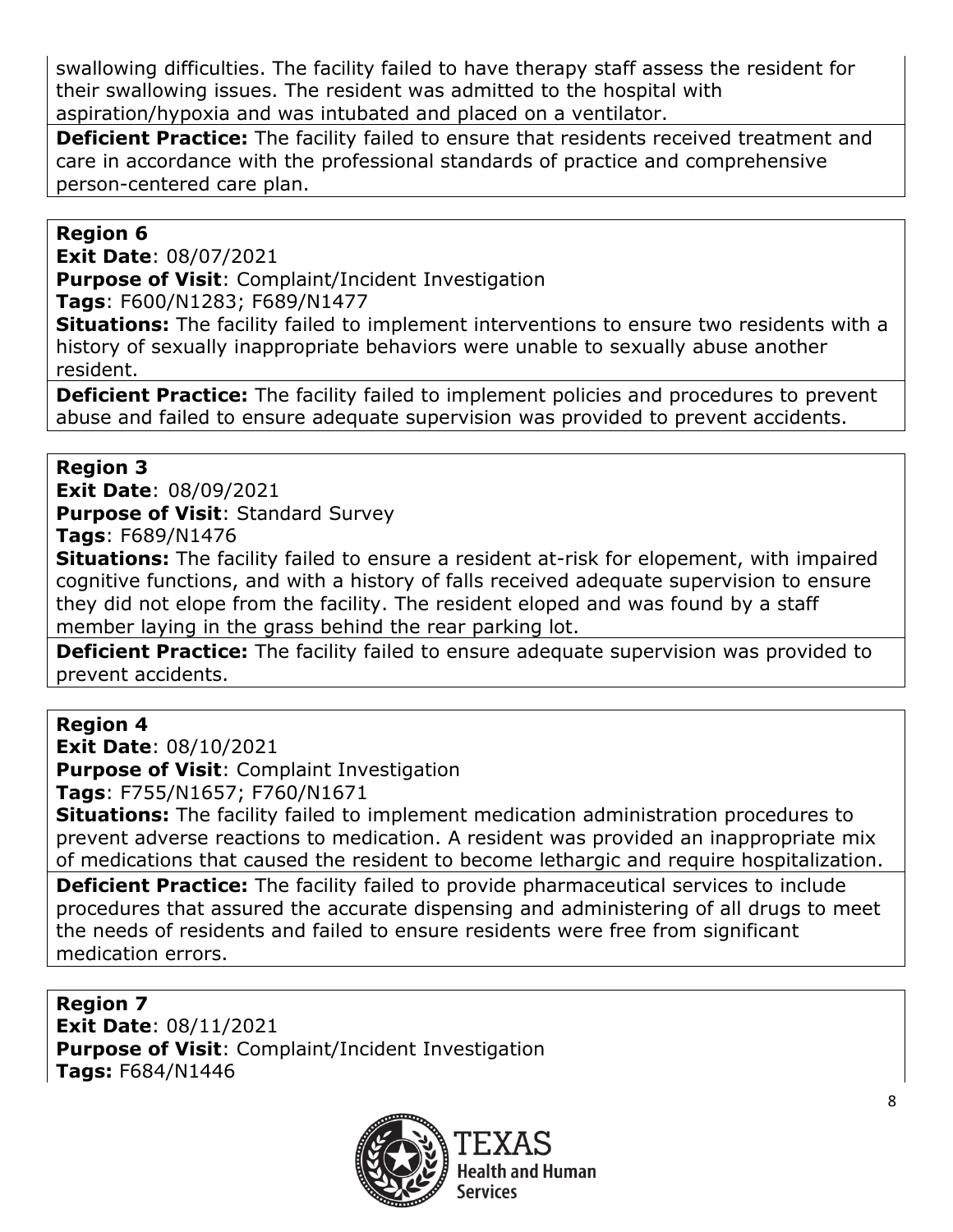swallowing difficulties. The facility failed to have therapy staff assess the resident for their swallowing issues. The resident was admitted to the hospital with aspiration/hypoxia and was intubated and placed on a ventilator.

**Deficient Practice:** The facility failed to ensure that residents received treatment and care in accordance with the professional standards of practice and comprehensive person-centered care plan.

**Region 6**

**Exit Date**: 08/07/2021

**Purpose of Visit**: Complaint/Incident Investigation

**Tags**: F600/N1283; F689/N1477

**Situations:** The facility failed to implement interventions to ensure two residents with a history of sexually inappropriate behaviors were unable to sexually abuse another resident.

**Deficient Practice:** The facility failed to implement policies and procedures to prevent abuse and failed to ensure adequate supervision was provided to prevent accidents.

**Region 3**

**Exit Date**: 08/09/2021

**Purpose of Visit**: Standard Survey

**Tags**: F689/N1476

**Situations:** The facility failed to ensure a resident at-risk for elopement, with impaired cognitive functions, and with a history of falls received adequate supervision to ensure they did not elope from the facility. The resident eloped and was found by a staff member laying in the grass behind the rear parking lot.

**Deficient Practice:** The facility failed to ensure adequate supervision was provided to prevent accidents.

**Region 4**

**Exit Date**: 08/10/2021

**Purpose of Visit**: Complaint Investigation

**Tags**: F755/N1657; F760/N1671

**Situations:** The facility failed to implement medication administration procedures to prevent adverse reactions to medication. A resident was provided an inappropriate mix of medications that caused the resident to become lethargic and require hospitalization.

**Deficient Practice:** The facility failed to provide pharmaceutical services to include procedures that assured the accurate dispensing and administering of all drugs to meet the needs of residents and failed to ensure residents were free from significant medication errors.

**Region 7**

**Exit Date**: 08/11/2021

**Purpose of Visit**: Complaint/Incident Investigation

**Tags:** F684/N1446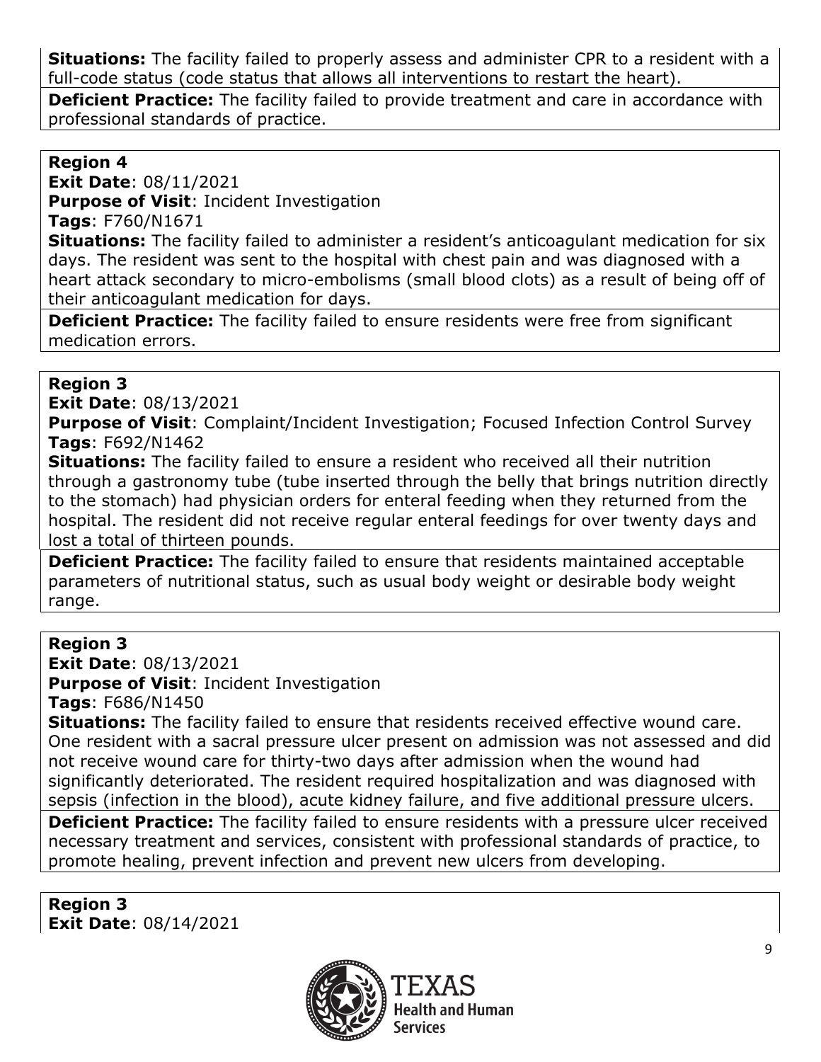**Situations:** The facility failed to properly assess and administer CPR to a resident with a full-code status (code status that allows all interventions to restart the heart).

**Deficient Practice:** The facility failed to provide treatment and care in accordance with professional standards of practice.

**Region 4**

**Exit Date**: 08/11/2021

**Purpose of Visit**: Incident Investigation

**Tags**: F760/N1671

**Situations:** The facility failed to administer a resident's anticoagulant medication for six days. The resident was sent to the hospital with chest pain and was diagnosed with a heart attack secondary to micro-embolisms (small blood clots) as a result of being off of their anticoagulant medication for days.

**Deficient Practice:** The facility failed to ensure residents were free from significant medication errors.

**Region 3**

**Exit Date**: 08/13/2021

**Purpose of Visit**: Complaint/Incident Investigation; Focused Infection Control Survey

**Tags**: F692/N1462

**Situations:** The facility failed to ensure a resident who received all their nutrition through a gastronomy tube (tube inserted through the belly that brings nutrition directly to the stomach) had physician orders for enteral feeding when they returned from the hospital. The resident did not receive regular enteral feedings for over twenty days and lost a total of thirteen pounds.

**Deficient Practice:** The facility failed to ensure that residents maintained acceptable parameters of nutritional status, such as usual body weight or desirable body weight range.

**Region 3**

**Exit Date**: 08/13/2021

**Purpose of Visit**: Incident Investigation

**Tags**: F686/N1450

**Situations:** The facility failed to ensure that residents received effective wound care. One resident with a sacral pressure ulcer present on admission was not assessed and did not receive wound care for thirty-two days after admission when the wound had significantly deteriorated. The resident required hospitalization and was diagnosed with sepsis (infection in the blood), acute kidney failure, and five additional pressure ulcers.

**Deficient Practice:** The facility failed to ensure residents with a pressure ulcer received necessary treatment and services, consistent with professional standards of practice, to promote healing, prevent infection and prevent new ulcers from developing.

**Region 3**

**Exit Date**: 08/14/2021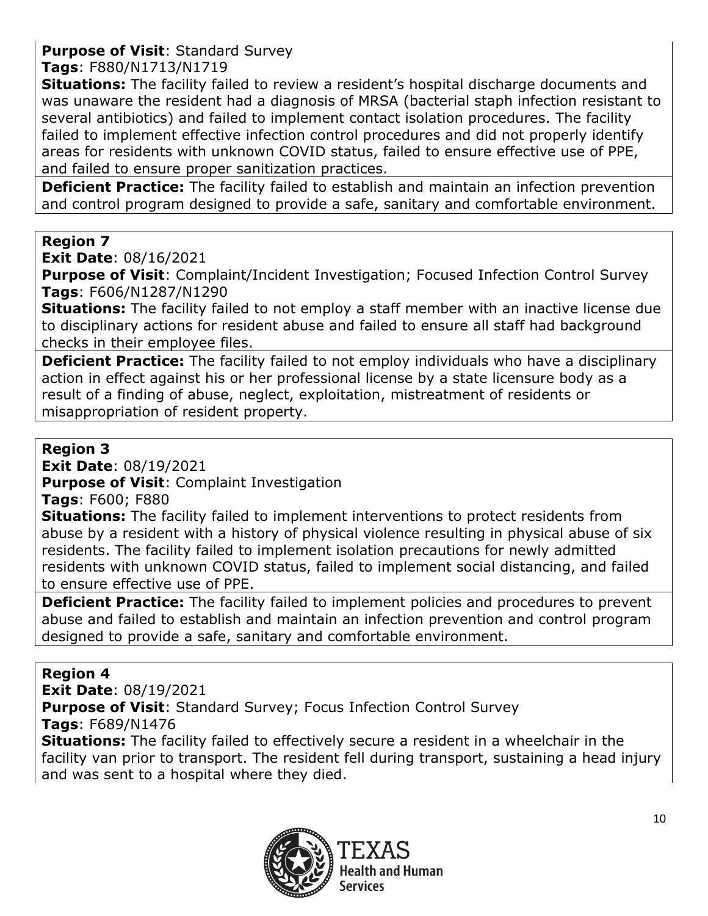**Purpose of Visit**: Standard Survey
**Tags**: F880/N1713/N1719
**Situations:** The facility failed to review a resident's hospital discharge documents and was unaware the resident had a diagnosis of MRSA (bacterial staph infection resistant to several antibiotics) and failed to implement contact isolation procedures. The facility failed to implement effective infection control procedures and did not properly identify areas for residents with unknown COVID status, failed to ensure effective use of PPE, and failed to ensure proper sanitization practices.
**Deficient Practice:** The facility failed to establish and maintain an infection prevention and control program designed to provide a safe, sanitary and comfortable environment.

**Region 7**
**Exit Date**: 08/16/2021
**Purpose of Visit**: Complaint/Incident Investigation; Focused Infection Control Survey
**Tags**: F606/N1287/N1290
**Situations:** The facility failed to not employ a staff member with an inactive license due to disciplinary actions for resident abuse and failed to ensure all staff had background checks in their employee files.
**Deficient Practice:** The facility failed to not employ individuals who have a disciplinary action in effect against his or her professional license by a state licensure body as a result of a finding of abuse, neglect, exploitation, mistreatment of residents or misappropriation of resident property.

**Region 3**
**Exit Date**: 08/19/2021
**Purpose of Visit**: Complaint Investigation
**Tags**: F600; F880
**Situations:** The facility failed to implement interventions to protect residents from abuse by a resident with a history of physical violence resulting in physical abuse of six residents. The facility failed to implement isolation precautions for newly admitted residents with unknown COVID status, failed to implement social distancing, and failed to ensure effective use of PPE.
**Deficient Practice:** The facility failed to implement policies and procedures to prevent abuse and failed to establish and maintain an infection prevention and control program designed to provide a safe, sanitary and comfortable environment.

**Region 4**
**Exit Date**: 08/19/2021
**Purpose of Visit**: Standard Survey; Focus Infection Control Survey
**Tags**: F689/N1476
**Situations:** The facility failed to effectively secure a resident in a wheelchair in the facility van prior to transport. The resident fell during transport, sustaining a head injury and was sent to a hospital where they died.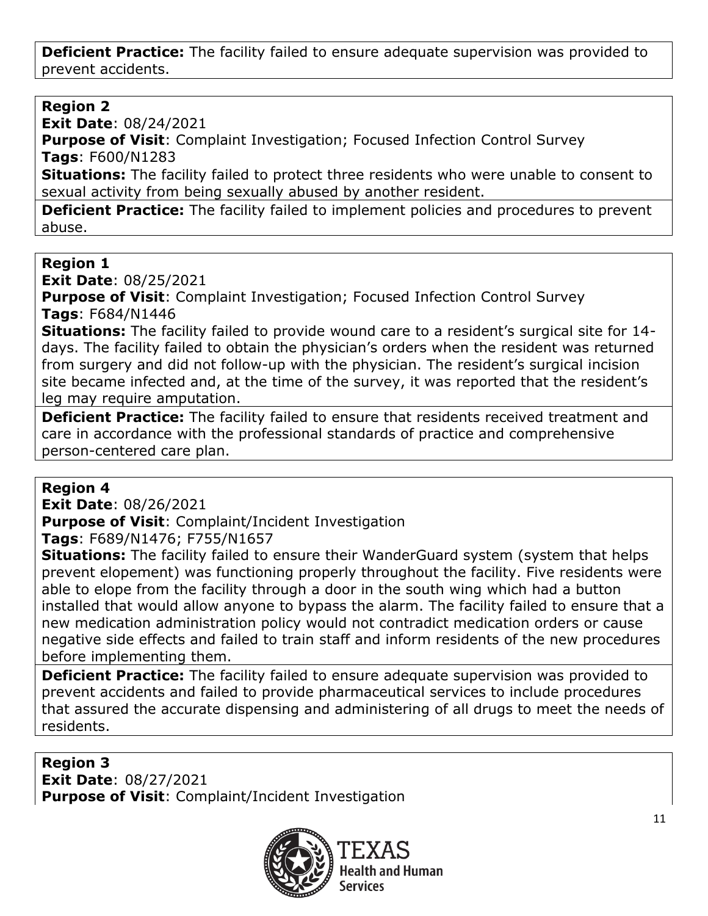**Deficient Practice:** The facility failed to ensure adequate supervision was provided to prevent accidents.

**Region 2**
**Exit Date**: 08/24/2021
**Purpose of Visit**: Complaint Investigation; Focused Infection Control Survey
**Tags**: F600/N1283
**Situations:** The facility failed to protect three residents who were unable to consent to sexual activity from being sexually abused by another resident.

**Deficient Practice:** The facility failed to implement policies and procedures to prevent abuse.

**Region 1**
**Exit Date**: 08/25/2021
**Purpose of Visit**: Complaint Investigation; Focused Infection Control Survey
**Tags**: F684/N1446
**Situations:** The facility failed to provide wound care to a resident's surgical site for 14-days. The facility failed to obtain the physician's orders when the resident was returned from surgery and did not follow-up with the physician. The resident's surgical incision site became infected and, at the time of the survey, it was reported that the resident's leg may require amputation.

**Deficient Practice:** The facility failed to ensure that residents received treatment and care in accordance with the professional standards of practice and comprehensive person-centered care plan.

**Region 4**
**Exit Date**: 08/26/2021
**Purpose of Visit**: Complaint/Incident Investigation
**Tags**: F689/N1476; F755/N1657
**Situations:** The facility failed to ensure their WanderGuard system (system that helps prevent elopement) was functioning properly throughout the facility. Five residents were able to elope from the facility through a door in the south wing which had a button installed that would allow anyone to bypass the alarm. The facility failed to ensure that a new medication administration policy would not contradict medication orders or cause negative side effects and failed to train staff and inform residents of the new procedures before implementing them.

**Deficient Practice:** The facility failed to ensure adequate supervision was provided to prevent accidents and failed to provide pharmaceutical services to include procedures that assured the accurate dispensing and administering of all drugs to meet the needs of residents.

**Region 3**
**Exit Date**: 08/27/2021
**Purpose of Visit**: Complaint/Incident Investigation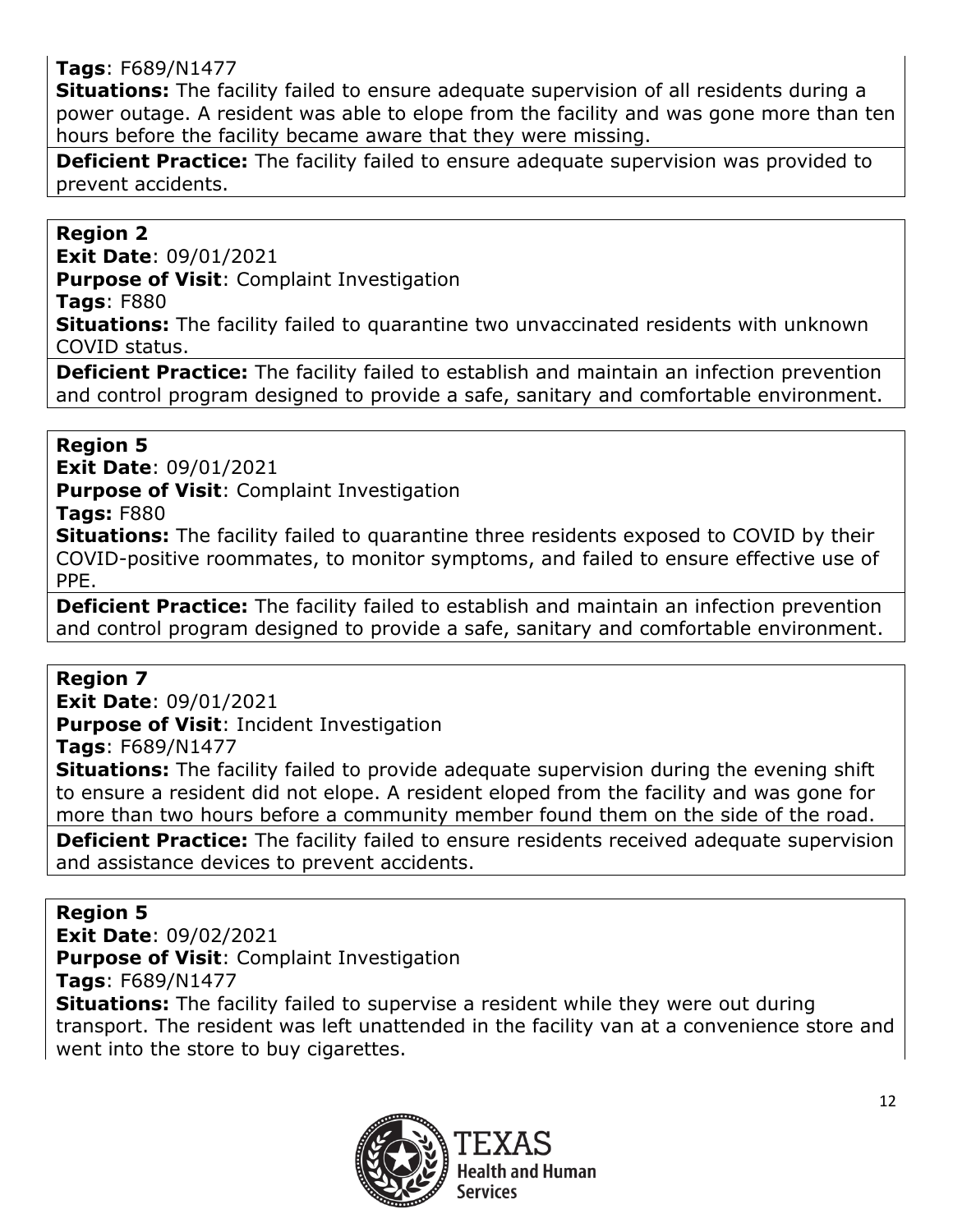**Tags**: F689/N1477
**Situations:** The facility failed to ensure adequate supervision of all residents during a power outage. A resident was able to elope from the facility and was gone more than ten hours before the facility became aware that they were missing.

**Deficient Practice:** The facility failed to ensure adequate supervision was provided to prevent accidents.

**Region 2**
**Exit Date**: 09/01/2021
**Purpose of Visit**: Complaint Investigation
**Tags**: F880
**Situations:** The facility failed to quarantine two unvaccinated residents with unknown COVID status.

**Deficient Practice:** The facility failed to establish and maintain an infection prevention and control program designed to provide a safe, sanitary and comfortable environment.

**Region 5**
**Exit Date**: 09/01/2021
**Purpose of Visit**: Complaint Investigation
**Tags:** F880
**Situations:** The facility failed to quarantine three residents exposed to COVID by their COVID-positive roommates, to monitor symptoms, and failed to ensure effective use of PPE.

**Deficient Practice:** The facility failed to establish and maintain an infection prevention and control program designed to provide a safe, sanitary and comfortable environment.

**Region 7**
**Exit Date**: 09/01/2021
**Purpose of Visit**: Incident Investigation
**Tags**: F689/N1477
**Situations:** The facility failed to provide adequate supervision during the evening shift to ensure a resident did not elope. A resident eloped from the facility and was gone for more than two hours before a community member found them on the side of the road.

**Deficient Practice:** The facility failed to ensure residents received adequate supervision and assistance devices to prevent accidents.

**Region 5**
**Exit Date**: 09/02/2021
**Purpose of Visit**: Complaint Investigation
**Tags**: F689/N1477
**Situations:** The facility failed to supervise a resident while they were out during transport. The resident was left unattended in the facility van at a convenience store and went into the store to buy cigarettes.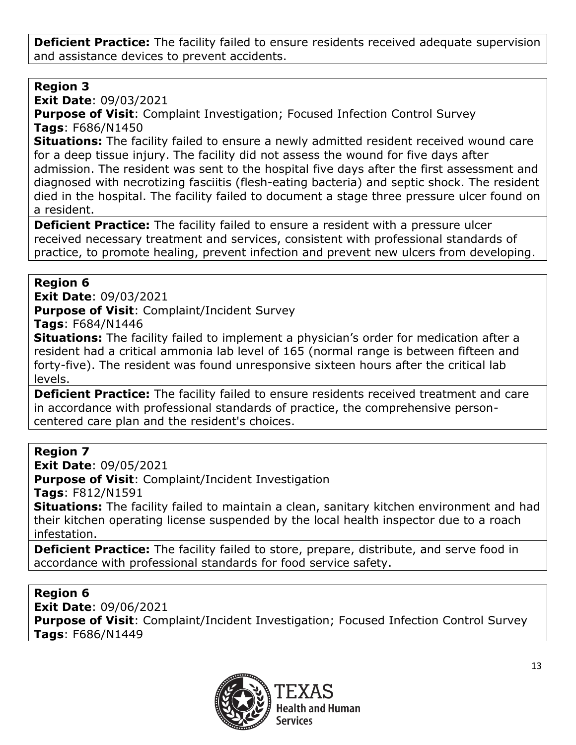**Deficient Practice:** The facility failed to ensure residents received adequate supervision and assistance devices to prevent accidents.

**Region 3**
**Exit Date**: 09/03/2021
**Purpose of Visit**: Complaint Investigation; Focused Infection Control Survey
**Tags**: F686/N1450
**Situations:** The facility failed to ensure a newly admitted resident received wound care for a deep tissue injury. The facility did not assess the wound for five days after admission. The resident was sent to the hospital five days after the first assessment and diagnosed with necrotizing fasciitis (flesh-eating bacteria) and septic shock. The resident died in the hospital. The facility failed to document a stage three pressure ulcer found on a resident.
**Deficient Practice:** The facility failed to ensure a resident with a pressure ulcer received necessary treatment and services, consistent with professional standards of practice, to promote healing, prevent infection and prevent new ulcers from developing.

**Region 6**
**Exit Date**: 09/03/2021
**Purpose of Visit**: Complaint/Incident Survey
**Tags**: F684/N1446
**Situations:** The facility failed to implement a physician's order for medication after a resident had a critical ammonia lab level of 165 (normal range is between fifteen and forty-five). The resident was found unresponsive sixteen hours after the critical lab levels.
**Deficient Practice:** The facility failed to ensure residents received treatment and care in accordance with professional standards of practice, the comprehensive person-centered care plan and the resident's choices.

**Region 7**
**Exit Date**: 09/05/2021
**Purpose of Visit**: Complaint/Incident Investigation
**Tags**: F812/N1591
**Situations:** The facility failed to maintain a clean, sanitary kitchen environment and had their kitchen operating license suspended by the local health inspector due to a roach infestation.
**Deficient Practice:** The facility failed to store, prepare, distribute, and serve food in accordance with professional standards for food service safety.

**Region 6**
**Exit Date**: 09/06/2021
**Purpose of Visit**: Complaint/Incident Investigation; Focused Infection Control Survey
**Tags**: F686/N1449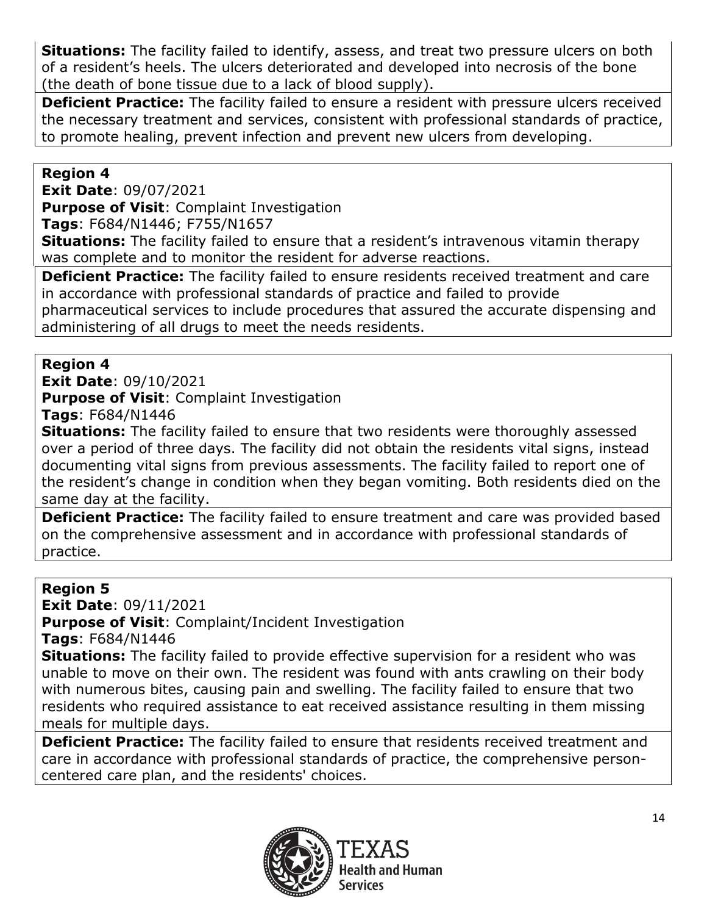**Situations:** The facility failed to identify, assess, and treat two pressure ulcers on both of a resident's heels. The ulcers deteriorated and developed into necrosis of the bone (the death of bone tissue due to a lack of blood supply).

**Deficient Practice:** The facility failed to ensure a resident with pressure ulcers received the necessary treatment and services, consistent with professional standards of practice, to promote healing, prevent infection and prevent new ulcers from developing.

**Region 4**

**Exit Date**: 09/07/2021

**Purpose of Visit**: Complaint Investigation

**Tags**: F684/N1446; F755/N1657

**Situations:** The facility failed to ensure that a resident's intravenous vitamin therapy was complete and to monitor the resident for adverse reactions.

**Deficient Practice:** The facility failed to ensure residents received treatment and care in accordance with professional standards of practice and failed to provide pharmaceutical services to include procedures that assured the accurate dispensing and administering of all drugs to meet the needs residents.

**Region 4**

**Exit Date**: 09/10/2021

**Purpose of Visit**: Complaint Investigation

**Tags**: F684/N1446

**Situations:** The facility failed to ensure that two residents were thoroughly assessed over a period of three days. The facility did not obtain the residents vital signs, instead documenting vital signs from previous assessments. The facility failed to report one of the resident's change in condition when they began vomiting. Both residents died on the same day at the facility.

**Deficient Practice:** The facility failed to ensure treatment and care was provided based on the comprehensive assessment and in accordance with professional standards of practice.

**Region 5**

**Exit Date**: 09/11/2021

**Purpose of Visit**: Complaint/Incident Investigation

**Tags**: F684/N1446

**Situations:** The facility failed to provide effective supervision for a resident who was unable to move on their own. The resident was found with ants crawling on their body with numerous bites, causing pain and swelling. The facility failed to ensure that two residents who required assistance to eat received assistance resulting in them missing meals for multiple days.

**Deficient Practice:** The facility failed to ensure that residents received treatment and care in accordance with professional standards of practice, the comprehensive person-centered care plan, and the residents' choices.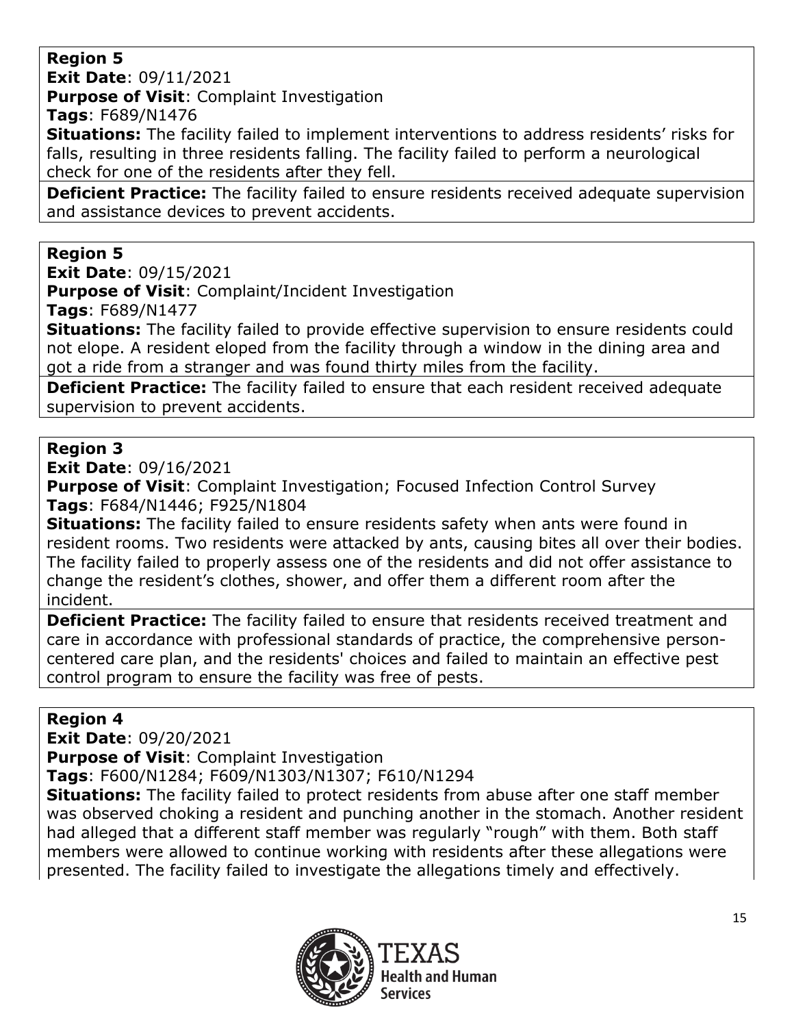**Region 5**
**Exit Date**: 09/11/2021
**Purpose of Visit**: Complaint Investigation
**Tags**: F689/N1476
**Situations:** The facility failed to implement interventions to address residents' risks for falls, resulting in three residents falling. The facility failed to perform a neurological check for one of the residents after they fell.
**Deficient Practice:** The facility failed to ensure residents received adequate supervision and assistance devices to prevent accidents.

**Region 5**
**Exit Date**: 09/15/2021
**Purpose of Visit**: Complaint/Incident Investigation
**Tags**: F689/N1477
**Situations:** The facility failed to provide effective supervision to ensure residents could not elope. A resident eloped from the facility through a window in the dining area and got a ride from a stranger and was found thirty miles from the facility.
**Deficient Practice:** The facility failed to ensure that each resident received adequate supervision to prevent accidents.

**Region 3**
**Exit Date**: 09/16/2021
**Purpose of Visit**: Complaint Investigation; Focused Infection Control Survey
**Tags**: F684/N1446; F925/N1804
**Situations:** The facility failed to ensure residents safety when ants were found in resident rooms. Two residents were attacked by ants, causing bites all over their bodies. The facility failed to properly assess one of the residents and did not offer assistance to change the resident's clothes, shower, and offer them a different room after the incident.
**Deficient Practice:** The facility failed to ensure that residents received treatment and care in accordance with professional standards of practice, the comprehensive person-centered care plan, and the residents' choices and failed to maintain an effective pest control program to ensure the facility was free of pests.

**Region 4**
**Exit Date**: 09/20/2021
**Purpose of Visit**: Complaint Investigation
**Tags**: F600/N1284; F609/N1303/N1307; F610/N1294
**Situations:** The facility failed to protect residents from abuse after one staff member was observed choking a resident and punching another in the stomach. Another resident had alleged that a different staff member was regularly "rough" with them. Both staff members were allowed to continue working with residents after these allegations were presented. The facility failed to investigate the allegations timely and effectively.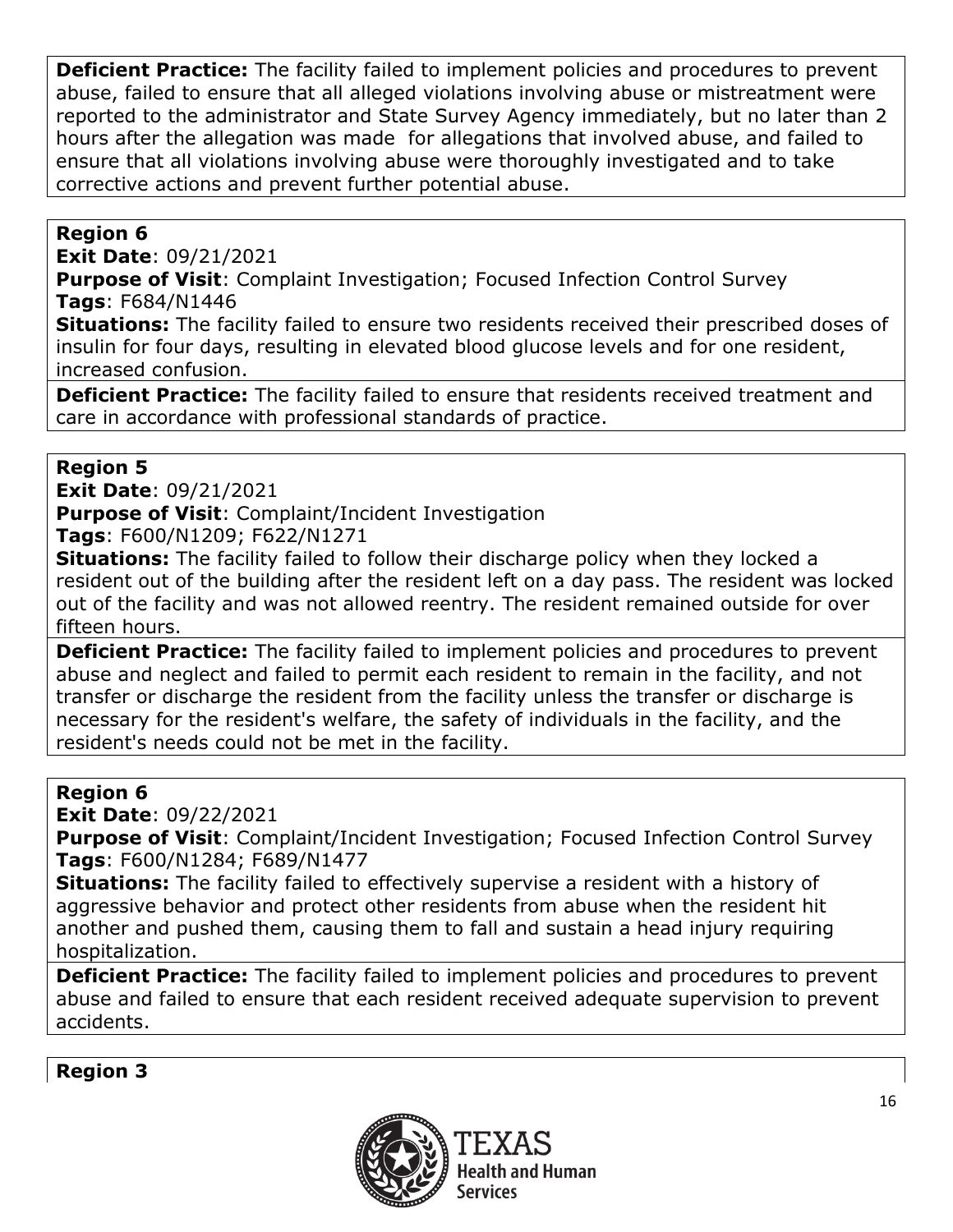**Deficient Practice:** The facility failed to implement policies and procedures to prevent abuse, failed to ensure that all alleged violations involving abuse or mistreatment were reported to the administrator and State Survey Agency immediately, but no later than 2 hours after the allegation was made for allegations that involved abuse, and failed to ensure that all violations involving abuse were thoroughly investigated and to take corrective actions and prevent further potential abuse.

**Region 6**
**Exit Date**: 09/21/2021
**Purpose of Visit**: Complaint Investigation; Focused Infection Control Survey
**Tags**: F684/N1446
**Situations:** The facility failed to ensure two residents received their prescribed doses of insulin for four days, resulting in elevated blood glucose levels and for one resident, increased confusion.

**Deficient Practice:** The facility failed to ensure that residents received treatment and care in accordance with professional standards of practice.

**Region 5**
**Exit Date**: 09/21/2021
**Purpose of Visit**: Complaint/Incident Investigation
**Tags**: F600/N1209; F622/N1271
**Situations:** The facility failed to follow their discharge policy when they locked a resident out of the building after the resident left on a day pass. The resident was locked out of the facility and was not allowed reentry. The resident remained outside for over fifteen hours.

**Deficient Practice:** The facility failed to implement policies and procedures to prevent abuse and neglect and failed to permit each resident to remain in the facility, and not transfer or discharge the resident from the facility unless the transfer or discharge is necessary for the resident's welfare, the safety of individuals in the facility, and the resident's needs could not be met in the facility.

**Region 6**
**Exit Date**: 09/22/2021
**Purpose of Visit**: Complaint/Incident Investigation; Focused Infection Control Survey
**Tags**: F600/N1284; F689/N1477
**Situations:** The facility failed to effectively supervise a resident with a history of aggressive behavior and protect other residents from abuse when the resident hit another and pushed them, causing them to fall and sustain a head injury requiring hospitalization.

**Deficient Practice:** The facility failed to implement policies and procedures to prevent abuse and failed to ensure that each resident received adequate supervision to prevent accidents.

**Region 3**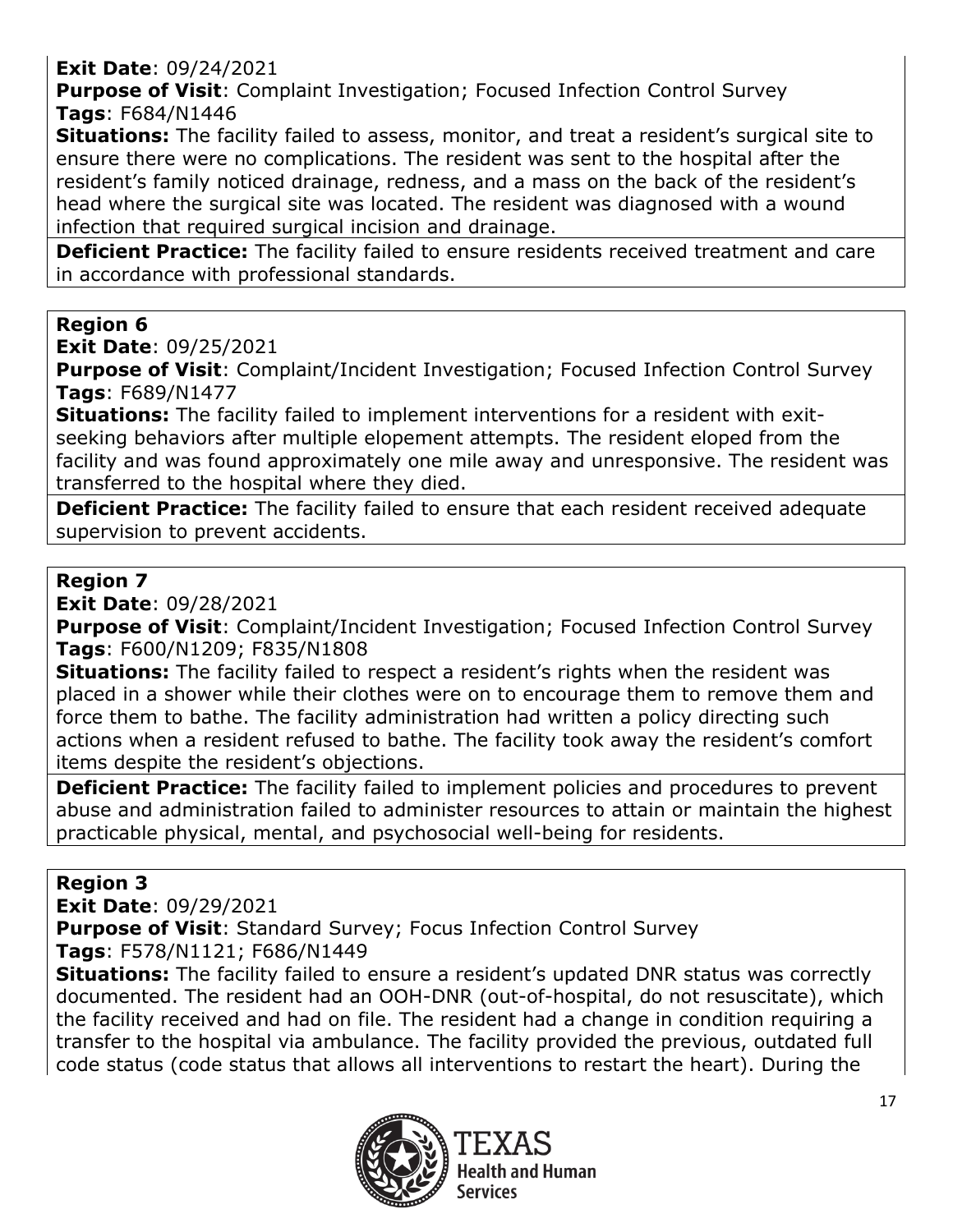**Exit Date**: 09/24/2021

**Purpose of Visit**: Complaint Investigation; Focused Infection Control Survey

**Tags**: F684/N1446

**Situations:** The facility failed to assess, monitor, and treat a resident's surgical site to ensure there were no complications. The resident was sent to the hospital after the resident's family noticed drainage, redness, and a mass on the back of the resident's head where the surgical site was located. The resident was diagnosed with a wound infection that required surgical incision and drainage.

**Deficient Practice:** The facility failed to ensure residents received treatment and care in accordance with professional standards.

**Region 6**

**Exit Date**: 09/25/2021

**Purpose of Visit**: Complaint/Incident Investigation; Focused Infection Control Survey

**Tags**: F689/N1477

**Situations:** The facility failed to implement interventions for a resident with exit-seeking behaviors after multiple elopement attempts. The resident eloped from the facility and was found approximately one mile away and unresponsive. The resident was transferred to the hospital where they died.

**Deficient Practice:** The facility failed to ensure that each resident received adequate supervision to prevent accidents.

**Region 7**

**Exit Date**: 09/28/2021

**Purpose of Visit**: Complaint/Incident Investigation; Focused Infection Control Survey

**Tags**: F600/N1209; F835/N1808

**Situations:** The facility failed to respect a resident's rights when the resident was placed in a shower while their clothes were on to encourage them to remove them and force them to bathe. The facility administration had written a policy directing such actions when a resident refused to bathe. The facility took away the resident's comfort items despite the resident's objections.

**Deficient Practice:** The facility failed to implement policies and procedures to prevent abuse and administration failed to administer resources to attain or maintain the highest practicable physical, mental, and psychosocial well-being for residents.

**Region 3**

**Exit Date**: 09/29/2021

**Purpose of Visit**: Standard Survey; Focus Infection Control Survey

**Tags**: F578/N1121; F686/N1449

**Situations:** The facility failed to ensure a resident's updated DNR status was correctly documented. The resident had an OOH-DNR (out-of-hospital, do not resuscitate), which the facility received and had on file. The resident had a change in condition requiring a transfer to the hospital via ambulance. The facility provided the previous, outdated full code status (code status that allows all interventions to restart the heart). During the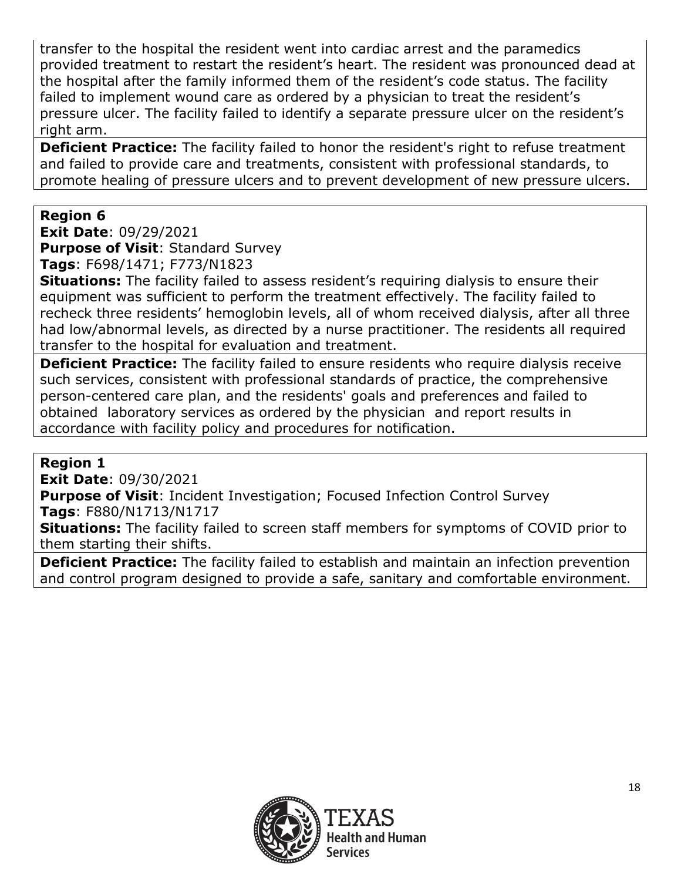transfer to the hospital the resident went into cardiac arrest and the paramedics provided treatment to restart the resident's heart. The resident was pronounced dead at the hospital after the family informed them of the resident's code status. The facility failed to implement wound care as ordered by a physician to treat the resident's pressure ulcer. The facility failed to identify a separate pressure ulcer on the resident's right arm.

**Deficient Practice:** The facility failed to honor the resident's right to refuse treatment and failed to provide care and treatments, consistent with professional standards, to promote healing of pressure ulcers and to prevent development of new pressure ulcers.

**Region 6**
**Exit Date**: 09/29/2021
**Purpose of Visit**: Standard Survey
**Tags**: F698/1471; F773/N1823
**Situations:** The facility failed to assess resident's requiring dialysis to ensure their equipment was sufficient to perform the treatment effectively. The facility failed to recheck three residents' hemoglobin levels, all of whom received dialysis, after all three had low/abnormal levels, as directed by a nurse practitioner. The residents all required transfer to the hospital for evaluation and treatment.

**Deficient Practice:** The facility failed to ensure residents who require dialysis receive such services, consistent with professional standards of practice, the comprehensive person-centered care plan, and the residents' goals and preferences and failed to obtained laboratory services as ordered by the physician and report results in accordance with facility policy and procedures for notification.

**Region 1**
**Exit Date**: 09/30/2021
**Purpose of Visit**: Incident Investigation; Focused Infection Control Survey
**Tags**: F880/N1713/N1717
**Situations:** The facility failed to screen staff members for symptoms of COVID prior to them starting their shifts.

**Deficient Practice:** The facility failed to establish and maintain an infection prevention and control program designed to provide a safe, sanitary and comfortable environment.